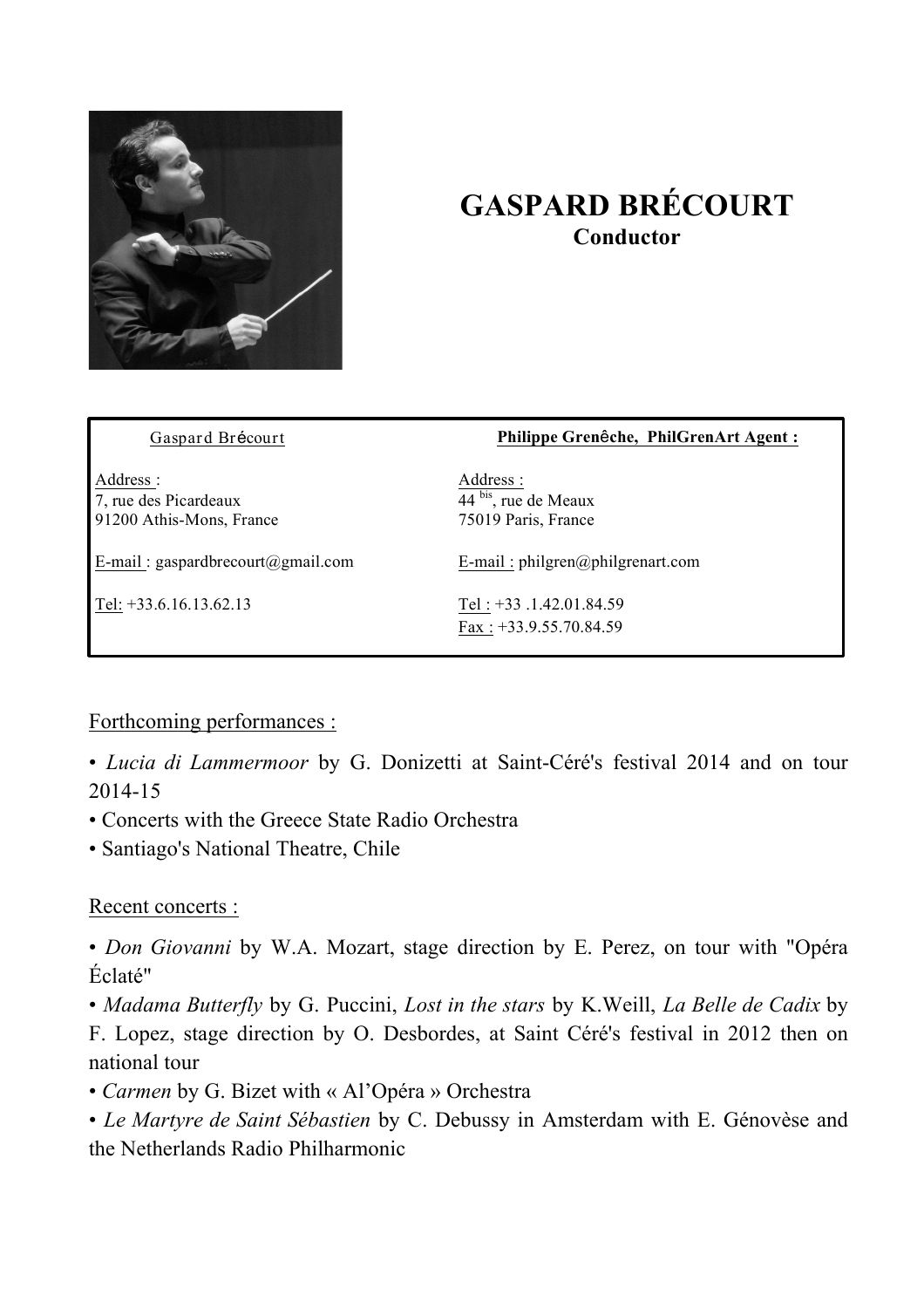# GASPARD BRÉCOURT

**Conductor**

| Gaspard Brécourt | **Philippe Grenêche, PhilGrenArt Agent :** |
| --- | --- |
| Address :<br>7, rue des Picardeaux<br>91200 Athis-Mons, France | Address :<br>44 bis, rue de Meaux<br>75019 Paris, France |
| E-mail : gaspardbrecourt@gmail.com | E-mail : philgren@philgrenart.com |
| Tel: +33.6.16.13.62.13 | Tel : +33 .1.42.01.84.59<br>Fax : +33.9.55.70.84.59 |

Forthcoming performances :

- *Lucia di Lammermoor* by G. Donizetti at Saint-Céré's festival 2014 and on tour 2014-15
- Concerts with the Greece State Radio Orchestra
- Santiago's National Theatre, Chile

Recent concerts :

- *Don Giovanni* by W.A. Mozart, stage direction by E. Perez, on tour with "Opéra Éclaté"
- *Madama Butterfly* by G. Puccini, *Lost in the stars* by K.Weill, *La Belle de Cadix* by F. Lopez, stage direction by O. Desbordes, at Saint Céré's festival in 2012 then on national tour
- *Carmen* by G. Bizet with « Al'Opéra » Orchestra
- *Le Martyre de Saint Sébastien* by C. Debussy in Amsterdam with E. Génovèse and the Netherlands Radio Philharmonic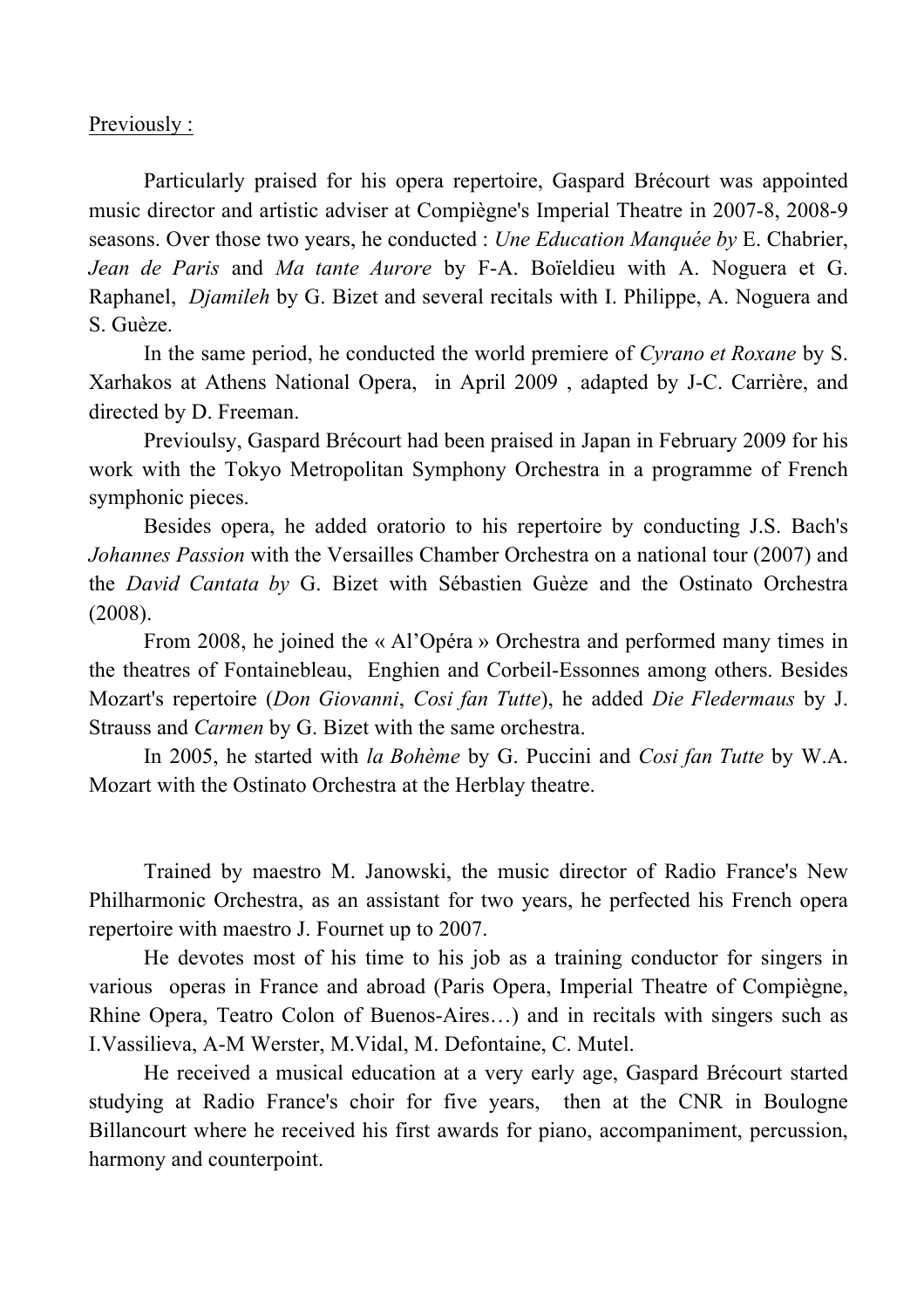Previously :

Particularly praised for his opera repertoire, Gaspard Brécourt was appointed music director and artistic adviser at Compiègne's Imperial Theatre in 2007-8, 2008-9 seasons. Over those two years, he conducted : *Une Education Manquée by* E. Chabrier, *Jean de Paris* and *Ma tante Aurore* by F-A. Boïeldieu with A. Noguera et G. Raphanel, *Djamileh* by G. Bizet and several recitals with I. Philippe, A. Noguera and S. Guèze.

In the same period, he conducted the world premiere of *Cyrano et Roxane* by S. Xarhakos at Athens National Opera, in April 2009 , adapted by J-C. Carrière, and directed by D. Freeman.

Previoulsy, Gaspard Brécourt had been praised in Japan in February 2009 for his work with the Tokyo Metropolitan Symphony Orchestra in a programme of French symphonic pieces.

Besides opera, he added oratorio to his repertoire by conducting J.S. Bach's *Johannes Passion* with the Versailles Chamber Orchestra on a national tour (2007) and the *David Cantata by* G. Bizet with Sébastien Guèze and the Ostinato Orchestra (2008).

From 2008, he joined the « Al'Opéra » Orchestra and performed many times in the theatres of Fontainebleau, Enghien and Corbeil-Essonnes among others. Besides Mozart's repertoire (*Don Giovanni*, *Cosi fan Tutte*), he added *Die Fledermaus* by J. Strauss and *Carmen* by G. Bizet with the same orchestra.

In 2005, he started with *la Bohème* by G. Puccini and *Cosi fan Tutte* by W.A. Mozart with the Ostinato Orchestra at the Herblay theatre.

Trained by maestro M. Janowski, the music director of Radio France's New Philharmonic Orchestra, as an assistant for two years, he perfected his French opera repertoire with maestro J. Fournet up to 2007.

He devotes most of his time to his job as a training conductor for singers in various operas in France and abroad (Paris Opera, Imperial Theatre of Compiègne, Rhine Opera, Teatro Colon of Buenos-Aires…) and in recitals with singers such as I.Vassilieva, A-M Werster, M.Vidal, M. Defontaine, C. Mutel.

He received a musical education at a very early age, Gaspard Brécourt started studying at Radio France's choir for five years, then at the CNR in Boulogne Billancourt where he received his first awards for piano, accompaniment, percussion, harmony and counterpoint.